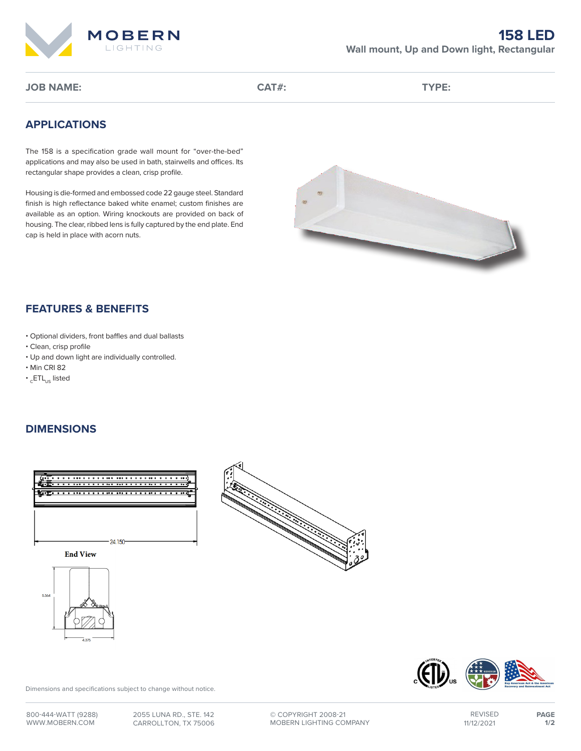# 158 LED

Wall mount, Up and Down light, Rectangular

**JOB NAME:** **CAT#:** **TYPE:**

## APPLICATIONS

The 158 is a specification grade wall mount for "over-the-bed" applications and may also be used in bath, stairwells and offices. Its rectangular shape provides a clean, crisp profile.

Housing is die-formed and embossed code 22 gauge steel. Standard finish is high reflectance baked white enamel; custom finishes are available as an option. Wiring knockouts are provided on back of housing. The clear, ribbed lens is fully captured by the end plate. End cap is held in place with acorn nuts.

## FEATURES & BENEFITS

- Optional dividers, front baffles and dual ballasts
- Clean, crisp profile
- Up and down light are individually controlled.
- Min CRI 82
- $_{c}$ETL$_{US}$ listed

## DIMENSIONS

24.150

End View

5.364

4.375

Dimensions and specifications subject to change without notice.

800-444-WATT (9288)
WWW.MOBERN.COM

2055 LUNA RD., STE. 142
CARROLLTON, TX 75006

© COPYRIGHT 2008-21
MOBERN LIGHTING COMPANY

REVISED
11/12/2021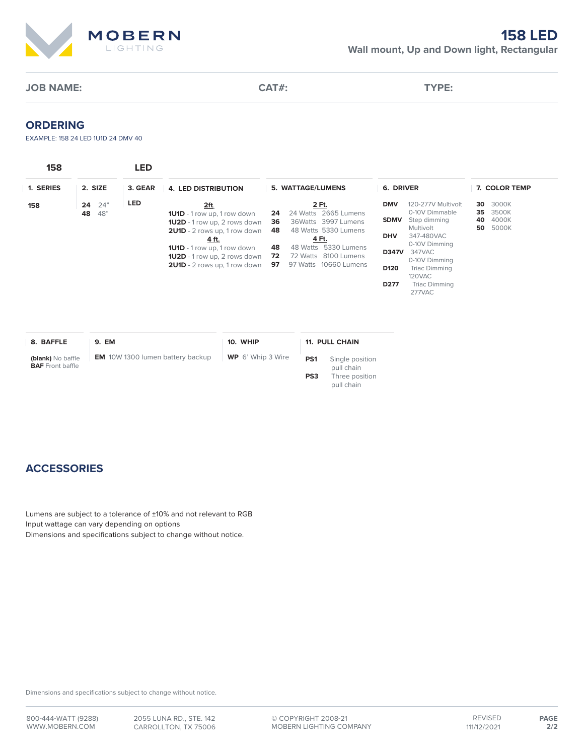# 158 LED

**Wall mount, Up and Down light, Rectangular**

**JOB NAME:** **CAT#:** **TYPE:**

## ORDERING

EXAMPLE: 158 24 LED 1U1D 24 DMV 40

| 1. SERIES | 2. SIZE | 3. GEAR | 4. LED DISTRIBUTION | 5. WATTAGE/LUMENS | 6. DRIVER | 7. COLOR TEMP |
|---|---|---|---|---|---|---|
| **158** | | **LED** | | | | |
| **158** | **24** 24"<br>**48** 48" | **LED** | **2ft.**<br>**1U1D** - 1 row up, 1 row down<br>**1U2D** - 1 row up, 2 rows down<br>**2U1D** - 2 rows up, 1 row down<br>**4 ft.**<br>**1U1D** - 1 row up, 1 row down<br>**1U2D** - 1 row up, 2 rows down<br>**2U1D** - 2 rows up, 1 row down | **2 Ft.**<br>**24** 24 Watts 2665 Lumens<br>**36** 36Watts 3997 Lumens<br>**48** 48 Watts 5330 Lumens<br>**4 Ft.**<br>**48** 48 Watts 5330 Lumens<br>**72** 72 Watts 8100 Lumens<br>**97** 97 Watts 10660 Lumens | **DMV** 120-277V Multivolt 0-10V Dimmable<br>**SDMV** Step dimming Multivolt<br>**DHV** 347-480VAC 0-10V Dimming<br>**D347V** 347VAC 0-10V Dimming<br>**D120** Triac Dimming 120VAC<br>**D277** Triac Dimming 277VAC | **30** 3000K<br>**35** 3500K<br>**40** 4000K<br>**50** 5000K |

| 8. BAFFLE | 9. EM | 10. WHIP | 11. PULL CHAIN |
|---|---|---|---|
| **(blank)** No baffle<br>**BAF** Front baffle | **EM** 10W 1300 lumen battery backup | **WP** 6' Whip 3 Wire | **PS1** Single position pull chain<br>**PS3** Three position pull chain |

## ACCESSORIES

Lumens are subject to a tolerance of ±10% and not relevant to RGB
Input wattage can vary depending on options
Dimensions and specifications subject to change without notice.

Dimensions and specifications subject to change without notice.

800-444-WATT (9288)
WWW.MOBERN.COM

2055 LUNA RD., STE. 142
CARROLLTON, TX 75006

© COPYRIGHT 2008-21
MOBERN LIGHTING COMPANY

REVISED
111/12/2021